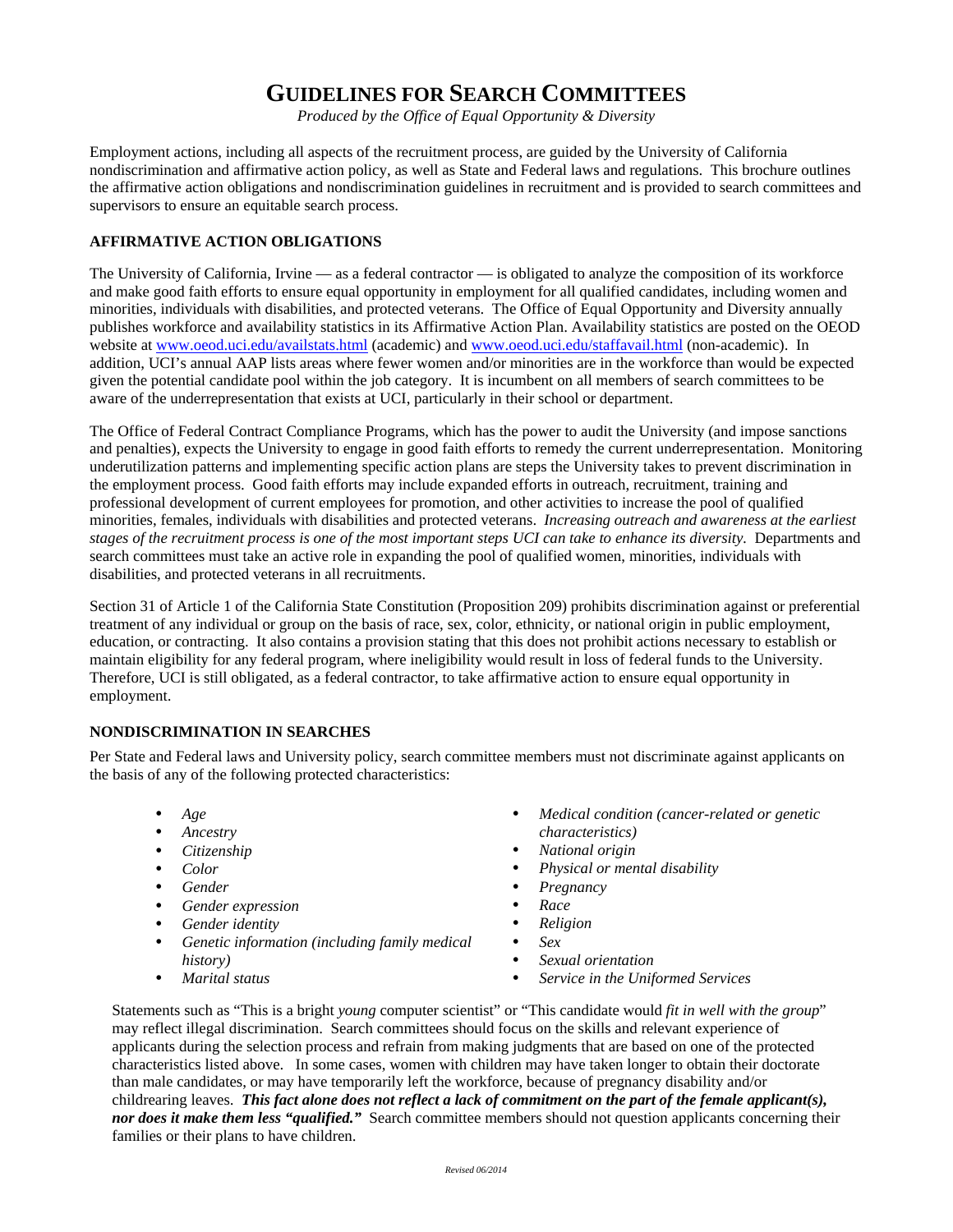# GUIDELINES FOR SEARCH COMMITTEES

*Produced by the Office of Equal Opportunity & Diversity*

Employment actions, including all aspects of the recruitment process, are guided by the University of California nondiscrimination and affirmative action policy, as well as State and Federal laws and regulations. This brochure outlines the affirmative action obligations and nondiscrimination guidelines in recruitment and is provided to search committees and supervisors to ensure an equitable search process.

## AFFIRMATIVE ACTION OBLIGATIONS

The University of California, Irvine — as a federal contractor — is obligated to analyze the composition of its workforce and make good faith efforts to ensure equal opportunity in employment for all qualified candidates, including women and minorities, individuals with disabilities, and protected veterans. The Office of Equal Opportunity and Diversity annually publishes workforce and availability statistics in its Affirmative Action Plan. Availability statistics are posted on the OEOD website at www.oeod.uci.edu/availstats.html (academic) and www.oeod.uci.edu/staffavail.html (non-academic). In addition, UCI's annual AAP lists areas where fewer women and/or minorities are in the workforce than would be expected given the potential candidate pool within the job category. It is incumbent on all members of search committees to be aware of the underrepresentation that exists at UCI, particularly in their school or department.

The Office of Federal Contract Compliance Programs, which has the power to audit the University (and impose sanctions and penalties), expects the University to engage in good faith efforts to remedy the current underrepresentation. Monitoring underutilization patterns and implementing specific action plans are steps the University takes to prevent discrimination in the employment process. Good faith efforts may include expanded efforts in outreach, recruitment, training and professional development of current employees for promotion, and other activities to increase the pool of qualified minorities, females, individuals with disabilities and protected veterans. *Increasing outreach and awareness at the earliest stages of the recruitment process is one of the most important steps UCI can take to enhance its diversity.* Departments and search committees must take an active role in expanding the pool of qualified women, minorities, individuals with disabilities, and protected veterans in all recruitments.

Section 31 of Article 1 of the California State Constitution (Proposition 209) prohibits discrimination against or preferential treatment of any individual or group on the basis of race, sex, color, ethnicity, or national origin in public employment, education, or contracting. It also contains a provision stating that this does not prohibit actions necessary to establish or maintain eligibility for any federal program, where ineligibility would result in loss of federal funds to the University. Therefore, UCI is still obligated, as a federal contractor, to take affirmative action to ensure equal opportunity in employment.

## NONDISCRIMINATION IN SEARCHES

Per State and Federal laws and University policy, search committee members must not discriminate against applicants on the basis of any of the following protected characteristics:

- *Age*
- *Ancestry*
- *Citizenship*
- *Color*
- *Gender*
- *Gender expression*
- *Gender identity*
- *Genetic information (including family medical history)*
- *Marital status*
- *Medical condition (cancer-related or genetic characteristics)*
- *National origin*
- *Physical or mental disability*
- *Pregnancy*
- *Race*
- *Religion*
- *Sex*
- *Sexual orientation*
- *Service in the Uniformed Services*

Statements such as "This is a bright *young* computer scientist" or "This candidate would *fit in well with the group*" may reflect illegal discrimination. Search committees should focus on the skills and relevant experience of applicants during the selection process and refrain from making judgments that are based on one of the protected characteristics listed above. In some cases, women with children may have taken longer to obtain their doctorate than male candidates, or may have temporarily left the workforce, because of pregnancy disability and/or childrearing leaves. ***This fact alone does not reflect a lack of commitment on the part of the female applicant(s), nor does it make them less "qualified."*** Search committee members should not question applicants concerning their families or their plans to have children.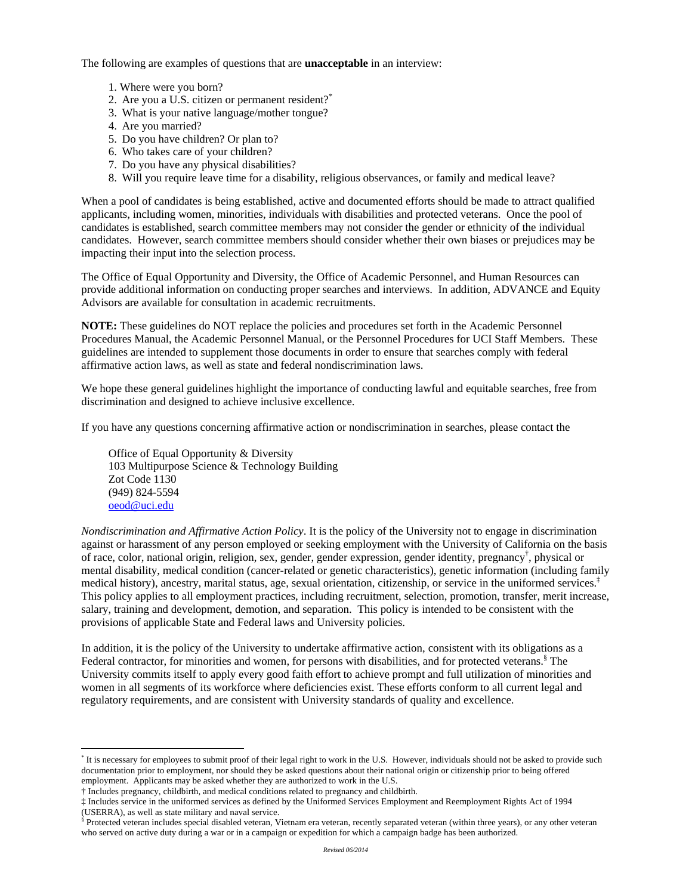The following are examples of questions that are **unacceptable** in an interview:

1. Where were you born?
2. Are you a U.S. citizen or permanent resident?[*]
3. What is your native language/mother tongue?
4. Are you married?
5. Do you have children? Or plan to?
6. Who takes care of your children?
7. Do you have any physical disabilities?
8. Will you require leave time for a disability, religious observances, or family and medical leave?

When a pool of candidates is being established, active and documented efforts should be made to attract qualified applicants, including women, minorities, individuals with disabilities and protected veterans. Once the pool of candidates is established, search committee members may not consider the gender or ethnicity of the individual candidates. However, search committee members should consider whether their own biases or prejudices may be impacting their input into the selection process.

The Office of Equal Opportunity and Diversity, the Office of Academic Personnel, and Human Resources can provide additional information on conducting proper searches and interviews. In addition, ADVANCE and Equity Advisors are available for consultation in academic recruitments.

**NOTE:** These guidelines do NOT replace the policies and procedures set forth in the Academic Personnel Procedures Manual, the Academic Personnel Manual, or the Personnel Procedures for UCI Staff Members. These guidelines are intended to supplement those documents in order to ensure that searches comply with federal affirmative action laws, as well as state and federal nondiscrimination laws.

We hope these general guidelines highlight the importance of conducting lawful and equitable searches, free from discrimination and designed to achieve inclusive excellence.

If you have any questions concerning affirmative action or nondiscrimination in searches, please contact the

Office of Equal Opportunity & Diversity
103 Multipurpose Science & Technology Building
Zot Code 1130
(949) 824-5594
oeod@uci.edu

*Nondiscrimination and Affirmative Action Policy*. It is the policy of the University not to engage in discrimination against or harassment of any person employed or seeking employment with the University of California on the basis of race, color, national origin, religion, sex, gender, gender expression, gender identity, pregnancy[†], physical or mental disability, medical condition (cancer-related or genetic characteristics), genetic information (including family medical history), ancestry, marital status, age, sexual orientation, citizenship, or service in the uniformed services.[‡] This policy applies to all employment practices, including recruitment, selection, promotion, transfer, merit increase, salary, training and development, demotion, and separation. This policy is intended to be consistent with the provisions of applicable State and Federal laws and University policies.

In addition, it is the policy of the University to undertake affirmative action, consistent with its obligations as a Federal contractor, for minorities and women, for persons with disabilities, and for protected veterans.[§] The University commits itself to apply every good faith effort to achieve prompt and full utilization of minorities and women in all segments of its workforce where deficiencies exist. These efforts conform to all current legal and regulatory requirements, and are consistent with University standards of quality and excellence.

---

[*] It is necessary for employees to submit proof of their legal right to work in the U.S. However, individuals should not be asked to provide such documentation prior to employment, nor should they be asked questions about their national origin or citizenship prior to being offered employment. Applicants may be asked whether they are authorized to work in the U.S.

[†] Includes pregnancy, childbirth, and medical conditions related to pregnancy and childbirth.

[‡] Includes service in the uniformed services as defined by the Uniformed Services Employment and Reemployment Rights Act of 1994 (USERRA), as well as state military and naval service.

[§] Protected veteran includes special disabled veteran, Vietnam era veteran, recently separated veteran (within three years), or any other veteran who served on active duty during a war or in a campaign or expedition for which a campaign badge has been authorized.

*Revised 06/2014*